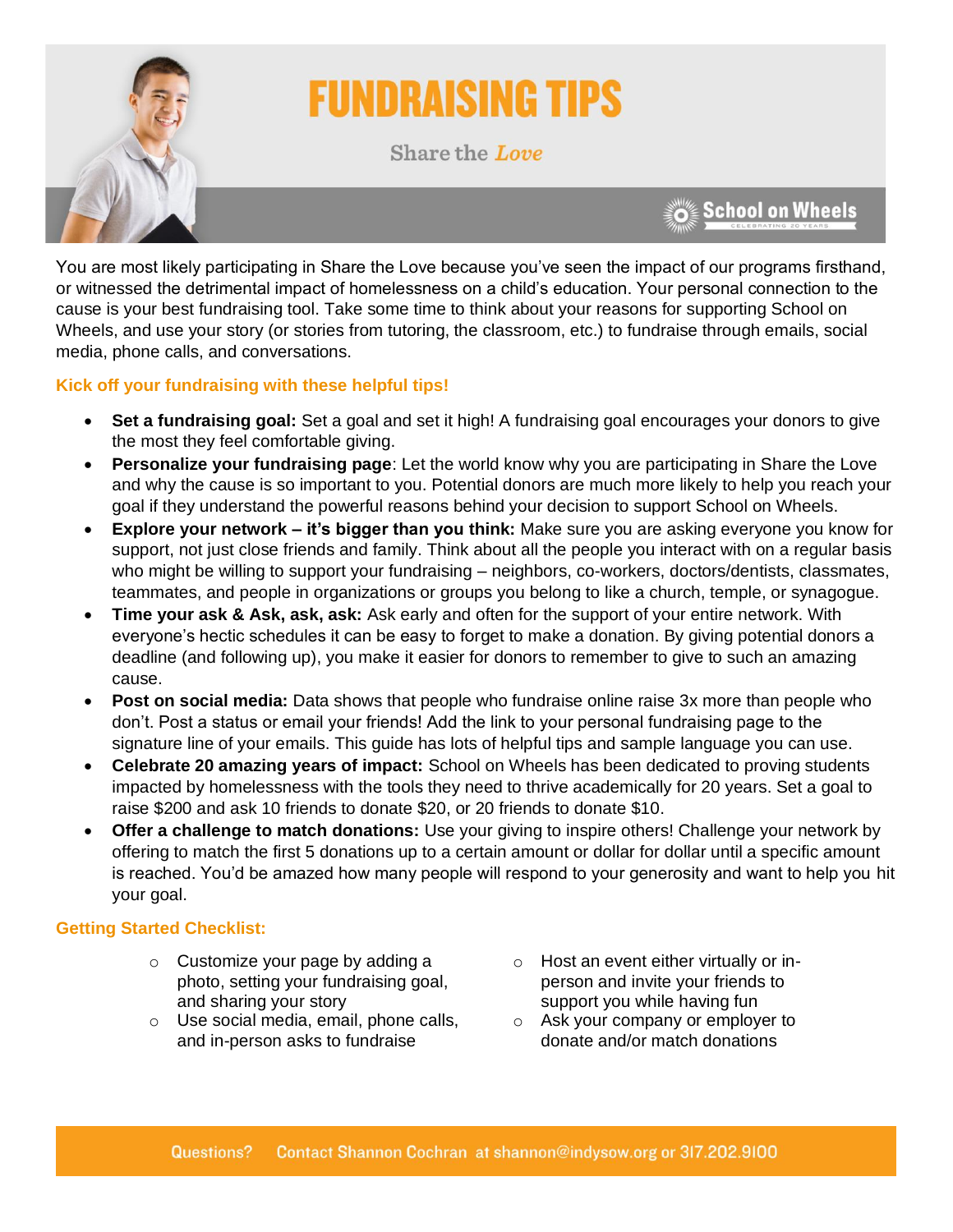# FUNDRAISING TIPS

Share the *Love*

School on Wheels
CELEBRATING 20 YEARS

You are most likely participating in Share the Love because you've seen the impact of our programs firsthand, or witnessed the detrimental impact of homelessness on a child's education. Your personal connection to the cause is your best fundraising tool. Take some time to think about your reasons for supporting School on Wheels, and use your story (or stories from tutoring, the classroom, etc.) to fundraise through emails, social media, phone calls, and conversations.

## Kick off your fundraising with these helpful tips!

- **Set a fundraising goal:** Set a goal and set it high! A fundraising goal encourages your donors to give the most they feel comfortable giving.
- **Personalize your fundraising page**: Let the world know why you are participating in Share the Love and why the cause is so important to you. Potential donors are much more likely to help you reach your goal if they understand the powerful reasons behind your decision to support School on Wheels.
- **Explore your network – it's bigger than you think:** Make sure you are asking everyone you know for support, not just close friends and family. Think about all the people you interact with on a regular basis who might be willing to support your fundraising – neighbors, co-workers, doctors/dentists, classmates, teammates, and people in organizations or groups you belong to like a church, temple, or synagogue.
- **Time your ask & Ask, ask, ask:** Ask early and often for the support of your entire network. With everyone's hectic schedules it can be easy to forget to make a donation. By giving potential donors a deadline (and following up), you make it easier for donors to remember to give to such an amazing cause.
- **Post on social media:** Data shows that people who fundraise online raise 3x more than people who don't. Post a status or email your friends! Add the link to your personal fundraising page to the signature line of your emails. This guide has lots of helpful tips and sample language you can use.
- **Celebrate 20 amazing years of impact:** School on Wheels has been dedicated to proving students impacted by homelessness with the tools they need to thrive academically for 20 years. Set a goal to raise $200 and ask 10 friends to donate $20, or 20 friends to donate $10.
- **Offer a challenge to match donations:** Use your giving to inspire others! Challenge your network by offering to match the first 5 donations up to a certain amount or dollar for dollar until a specific amount is reached. You'd be amazed how many people will respond to your generosity and want to help you hit your goal.

## Getting Started Checklist:

- Customize your page by adding a photo, setting your fundraising goal, and sharing your story
- Use social media, email, phone calls, and in-person asks to fundraise
- Host an event either virtually or in-person and invite your friends to support you while having fun
- Ask your company or employer to donate and/or match donations

Questions? Contact Shannon Cochran at shannon@indysow.org or 317.202.9100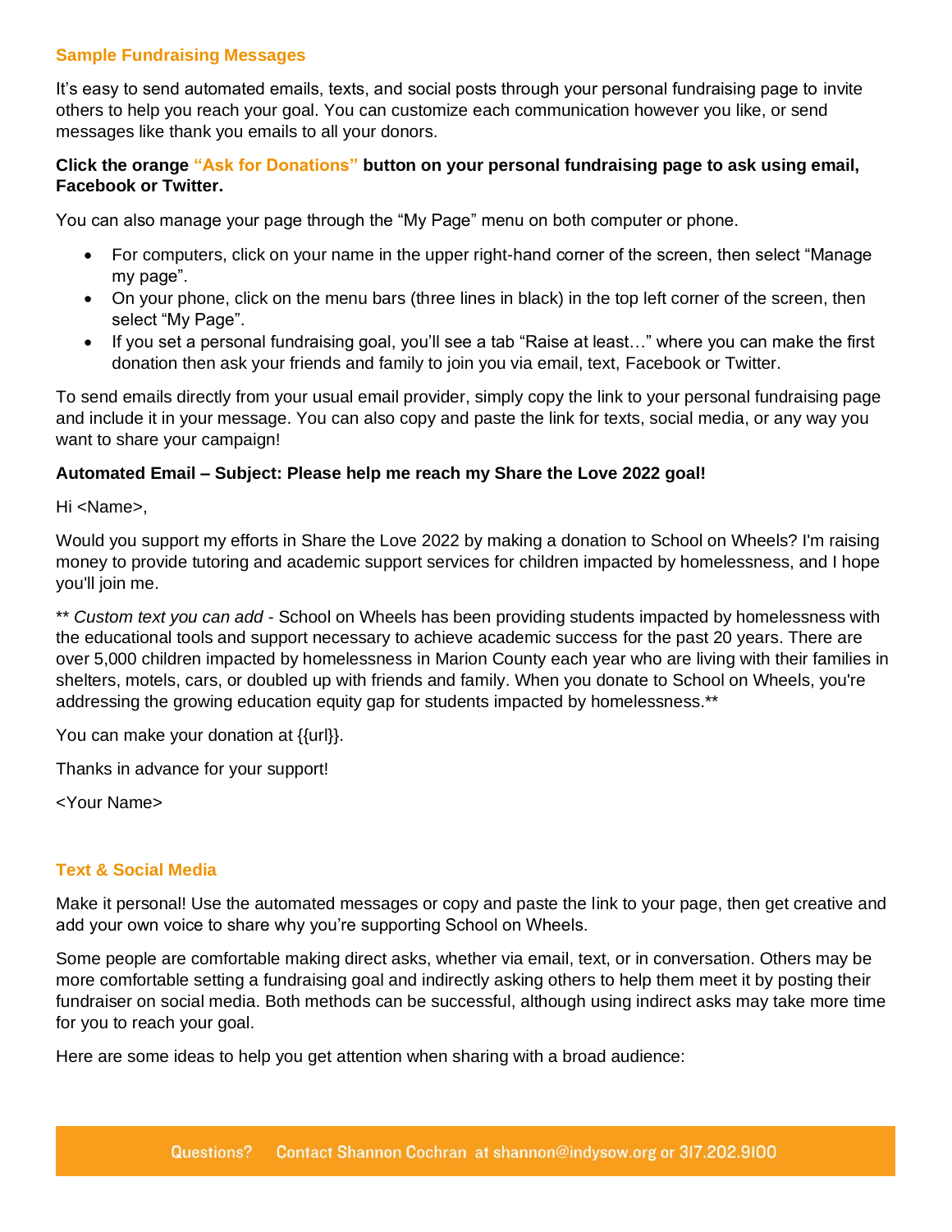## Sample Fundraising Messages

It's easy to send automated emails, texts, and social posts through your personal fundraising page to invite others to help you reach your goal. You can customize each communication however you like, or send messages like thank you emails to all your donors.

**Click the orange "Ask for Donations" button on your personal fundraising page to ask using email, Facebook or Twitter.**

You can also manage your page through the "My Page" menu on both computer or phone.

- For computers, click on your name in the upper right-hand corner of the screen, then select "Manage my page".
- On your phone, click on the menu bars (three lines in black) in the top left corner of the screen, then select "My Page".
- If you set a personal fundraising goal, you'll see a tab "Raise at least…" where you can make the first donation then ask your friends and family to join you via email, text, Facebook or Twitter.

To send emails directly from your usual email provider, simply copy the link to your personal fundraising page and include it in your message. You can also copy and paste the link for texts, social media, or any way you want to share your campaign!

**Automated Email – Subject: Please help me reach my Share the Love 2022 goal!**

Hi <Name>,

Would you support my efforts in Share the Love 2022 by making a donation to School on Wheels? I'm raising money to provide tutoring and academic support services for children impacted by homelessness, and I hope you'll join me.

** *Custom text you can add* - School on Wheels has been providing students impacted by homelessness with the educational tools and support necessary to achieve academic success for the past 20 years. There are over 5,000 children impacted by homelessness in Marion County each year who are living with their families in shelters, motels, cars, or doubled up with friends and family. When you donate to School on Wheels, you're addressing the growing education equity gap for students impacted by homelessness.**

You can make your donation at {{url}}.

Thanks in advance for your support!

<Your Name>

## Text & Social Media

Make it personal! Use the automated messages or copy and paste the link to your page, then get creative and add your own voice to share why you're supporting School on Wheels.

Some people are comfortable making direct asks, whether via email, text, or in conversation. Others may be more comfortable setting a fundraising goal and indirectly asking others to help them meet it by posting their fundraiser on social media. Both methods can be successful, although using indirect asks may take more time for you to reach your goal.

Here are some ideas to help you get attention when sharing with a broad audience:

Questions? Contact Shannon Cochran at shannon@indysow.org or 317.202.9100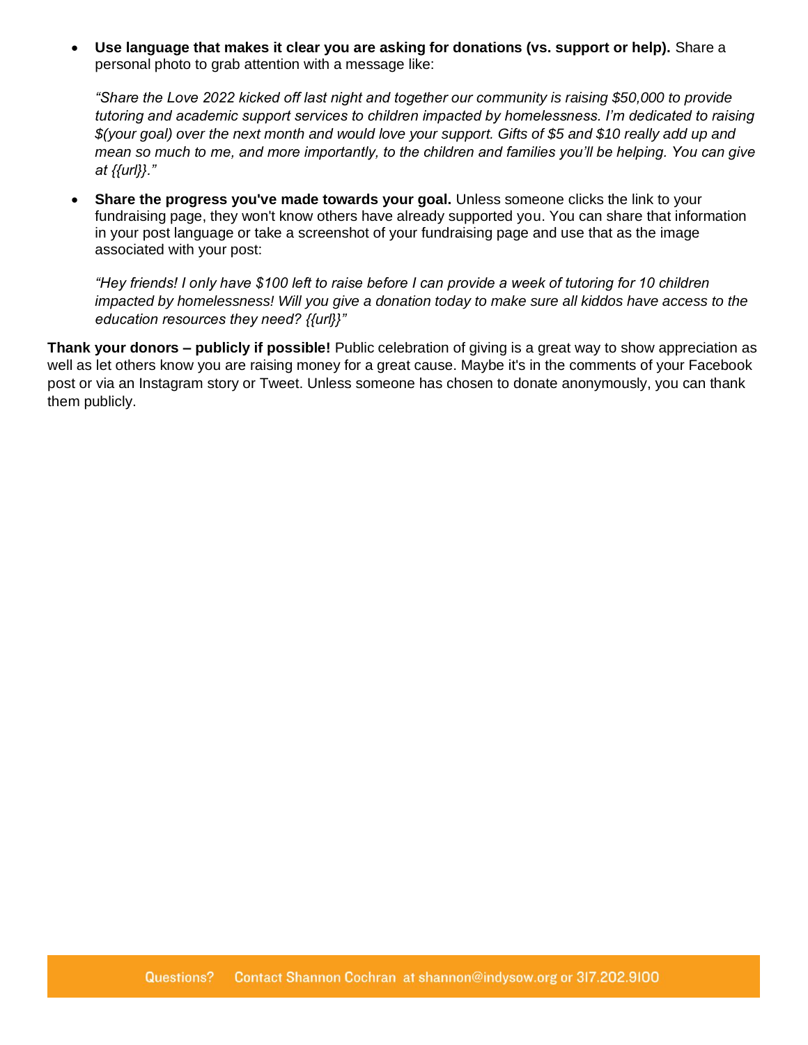- **Use language that makes it clear you are asking for donations (vs. support or help).** Share a personal photo to grab attention with a message like:

  *"Share the Love 2022 kicked off last night and together our community is raising $50,000 to provide tutoring and academic support services to children impacted by homelessness. I'm dedicated to raising $(your goal) over the next month and would love your support. Gifts of $5 and $10 really add up and mean so much to me, and more importantly, to the children and families you'll be helping. You can give at {{url}}."*

- **Share the progress you've made towards your goal.** Unless someone clicks the link to your fundraising page, they won't know others have already supported you. You can share that information in your post language or take a screenshot of your fundraising page and use that as the image associated with your post:

  *"Hey friends! I only have $100 left to raise before I can provide a week of tutoring for 10 children impacted by homelessness! Will you give a donation today to make sure all kiddos have access to the education resources they need? {{url}}"*

**Thank your donors – publicly if possible!** Public celebration of giving is a great way to show appreciation as well as let others know you are raising money for a great cause. Maybe it's in the comments of your Facebook post or via an Instagram story or Tweet. Unless someone has chosen to donate anonymously, you can thank them publicly.

Questions? Contact Shannon Cochran at shannon@indysow.org or 317.202.9100